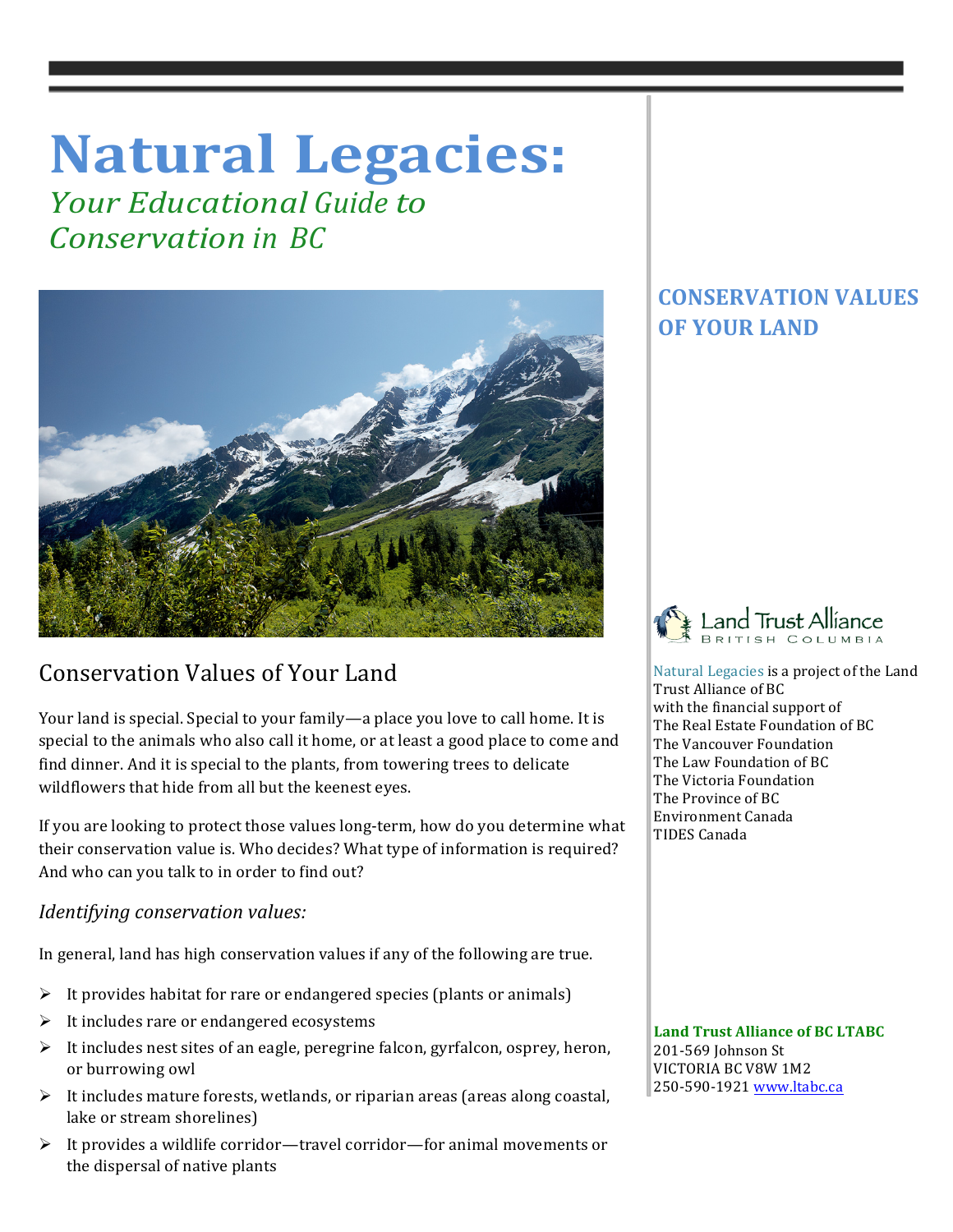# Natural Legacies:

*Your Educational Guide to Conservation in BC*

## CONSERVATION VALUES OF YOUR LAND

## Conservation Values of Your Land

Your land is special. Special to your family—a place you love to call home. It is special to the animals who also call it home, or at least a good place to come and find dinner. And it is special to the plants, from towering trees to delicate wildflowers that hide from all but the keenest eyes.

If you are looking to protect those values long-term, how do you determine what their conservation value is. Who decides? What type of information is required? And who can you talk to in order to find out?

### *Identifying conservation values:*

In general, land has high conservation values if any of the following are true.

- It provides habitat for rare or endangered species (plants or animals)
- It includes rare or endangered ecosystems
- It includes nest sites of an eagle, peregrine falcon, gyrfalcon, osprey, heron, or burrowing owl
- It includes mature forests, wetlands, or riparian areas (areas along coastal, lake or stream shorelines)
- It provides a wildlife corridor—travel corridor—for animal movements or the dispersal of native plants

Land Trust Alliance British Columbia

Natural Legacies is a project of the Land Trust Alliance of BC
with the financial support of
The Real Estate Foundation of BC
The Vancouver Foundation
The Law Foundation of BC
The Victoria Foundation
The Province of BC
Environment Canada
TIDES Canada

**Land Trust Alliance of BC LTABC**
201-569 Johnson St
VICTORIA BC V8W 1M2
250-590-1921 www.ltabc.ca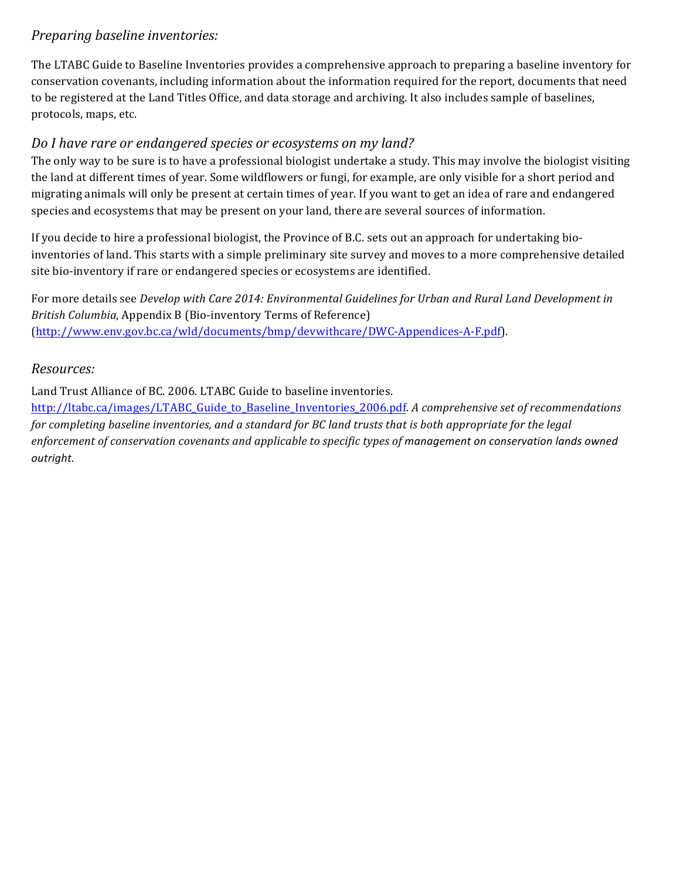### *Preparing baseline inventories:*

The LTABC Guide to Baseline Inventories provides a comprehensive approach to preparing a baseline inventory for conservation covenants, including information about the information required for the report, documents that need to be registered at the Land Titles Office, and data storage and archiving. It also includes sample of baselines, protocols, maps, etc.

### *Do I have rare or endangered species or ecosystems on my land?*

The only way to be sure is to have a professional biologist undertake a study. This may involve the biologist visiting the land at different times of year. Some wildflowers or fungi, for example, are only visible for a short period and migrating animals will only be present at certain times of year. If you want to get an idea of rare and endangered species and ecosystems that may be present on your land, there are several sources of information.

If you decide to hire a professional biologist, the Province of B.C. sets out an approach for undertaking bio-inventories of land. This starts with a simple preliminary site survey and moves to a more comprehensive detailed site bio-inventory if rare or endangered species or ecosystems are identified.

For more details see *Develop with Care 2014: Environmental Guidelines for Urban and Rural Land Development in British Columbia*, Appendix B (Bio-inventory Terms of Reference) (http://www.env.gov.bc.ca/wld/documents/bmp/devwithcare/DWC-Appendices-A-F.pdf).

### *Resources:*

Land Trust Alliance of BC. 2006. LTABC Guide to baseline inventories. http://ltabc.ca/images/LTABC_Guide_to_Baseline_Inventories_2006.pdf. *A comprehensive set of recommendations for completing baseline inventories, and a standard for BC land trusts that is both appropriate for the legal enforcement of conservation covenants and applicable to specific types of management on conservation lands owned outright.*